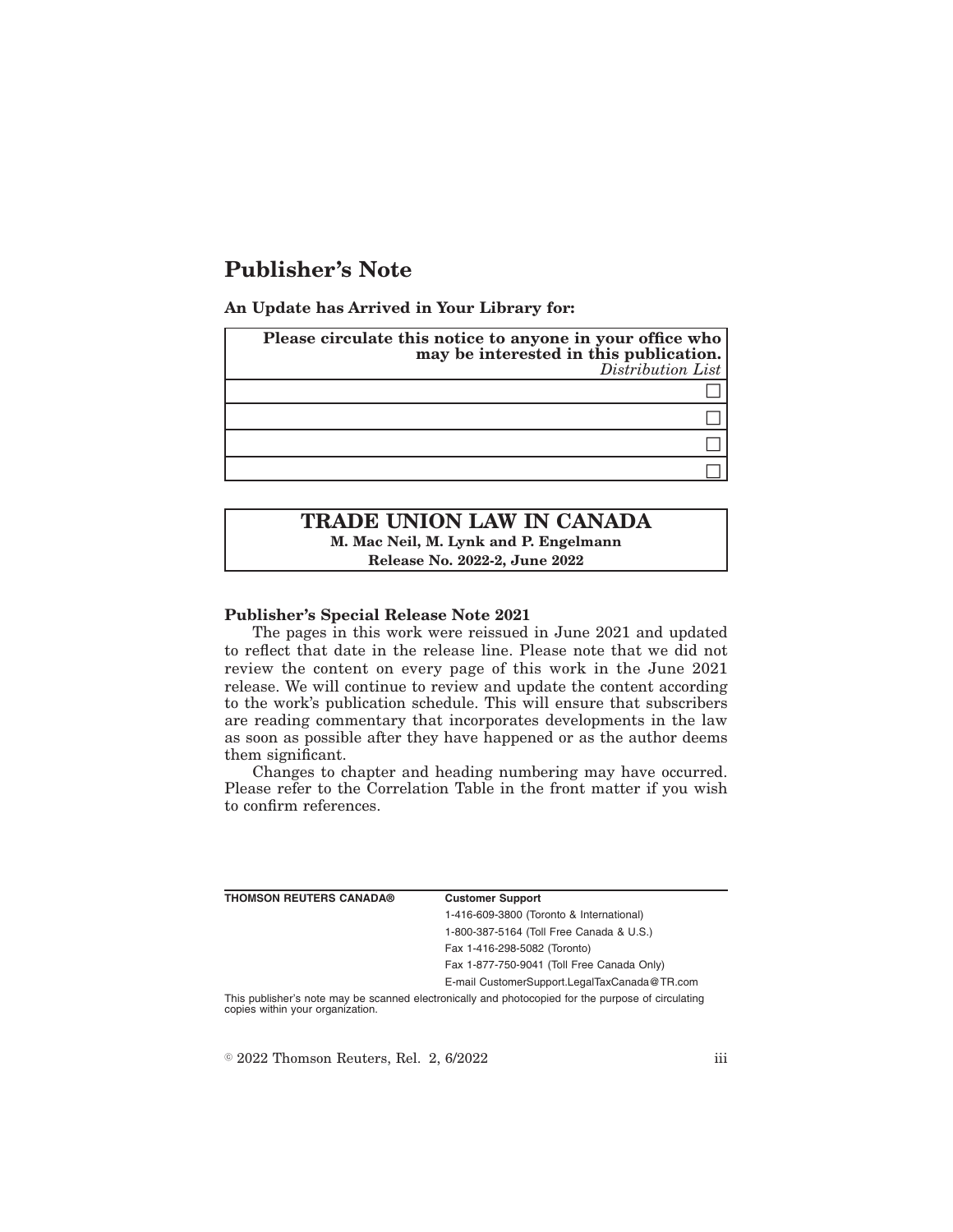# Publisher's Note

**An Update has Arrived in Your Library for:**

| **Please circulate this notice to anyone in your office who may be interested in this publication.** *Distribution List* |
| --- |
| ☐ |
| ☐ |
| ☐ |
| ☐ |

## TRADE UNION LAW IN CANADA

**M. Mac Neil, M. Lynk and P. Engelmann**

**Release No. 2022-2, June 2022**

**Publisher's Special Release Note 2021**

The pages in this work were reissued in June 2021 and updated to reflect that date in the release line. Please note that we did not review the content on every page of this work in the June 2021 release. We will continue to review and update the content according to the work's publication schedule. This will ensure that subscribers are reading commentary that incorporates developments in the law as soon as possible after they have happened or as the author deems them significant.

Changes to chapter and heading numbering may have occurred. Please refer to the Correlation Table in the front matter if you wish to confirm references.

| **THOMSON REUTERS CANADA®** | **Customer Support** |
| --- | --- |
| | 1-416-609-3800 (Toronto & International) |
| | 1-800-387-5164 (Toll Free Canada & U.S.) |
| | Fax 1-416-298-5082 (Toronto) |
| | Fax 1-877-750-9041 (Toll Free Canada Only) |
| | E-mail CustomerSupport.LegalTaxCanada@TR.com |

This publisher's note may be scanned electronically and photocopied for the purpose of circulating copies within your organization.

© 2022 Thomson Reuters, Rel. 2, 6/2022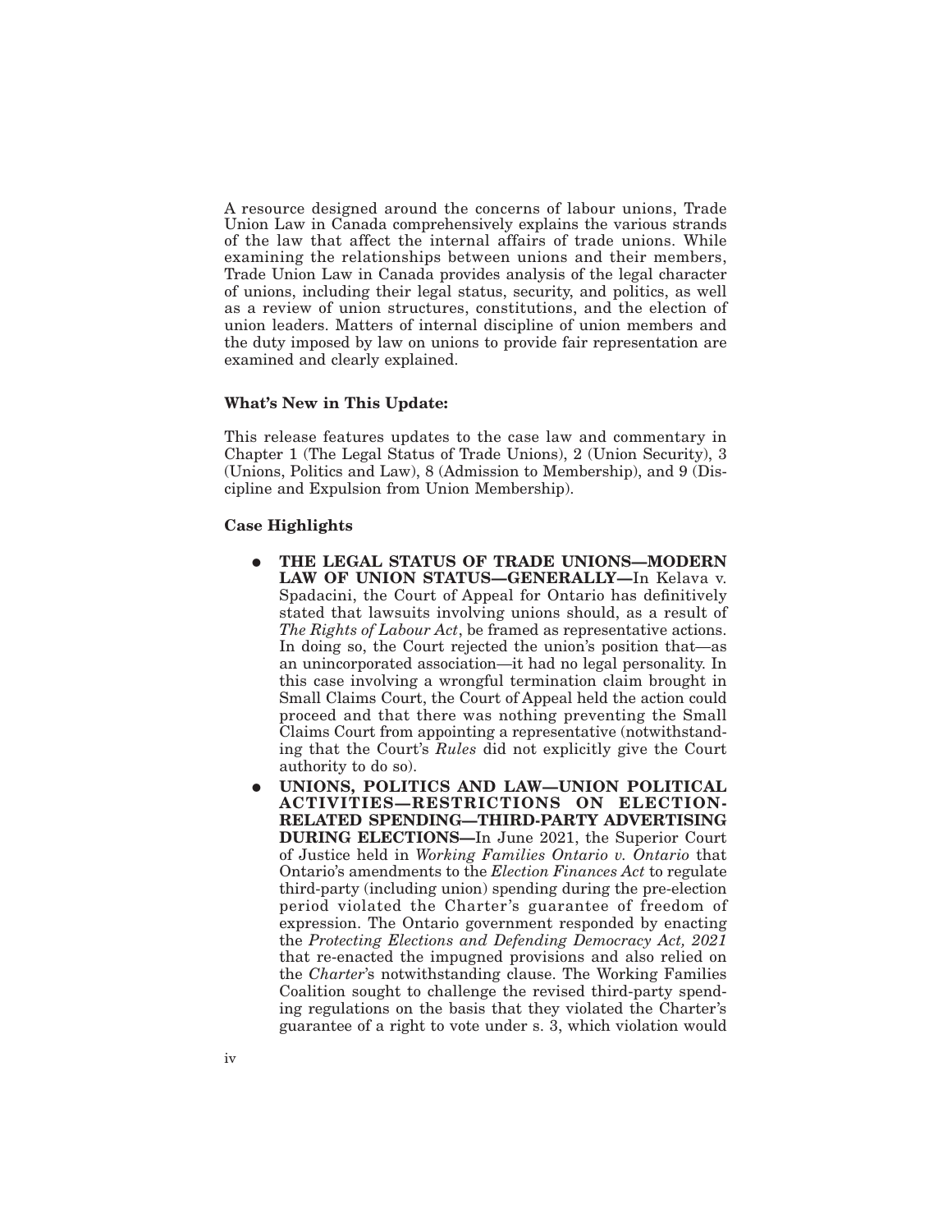A resource designed around the concerns of labour unions, Trade Union Law in Canada comprehensively explains the various strands of the law that affect the internal affairs of trade unions. While examining the relationships between unions and their members, Trade Union Law in Canada provides analysis of the legal character of unions, including their legal status, security, and politics, as well as a review of union structures, constitutions, and the election of union leaders. Matters of internal discipline of union members and the duty imposed by law on unions to provide fair representation are examined and clearly explained.

**What's New in This Update:**

This release features updates to the case law and commentary in Chapter 1 (The Legal Status of Trade Unions), 2 (Union Security), 3 (Unions, Politics and Law), 8 (Admission to Membership), and 9 (Discipline and Expulsion from Union Membership).

**Case Highlights**

- **THE LEGAL STATUS OF TRADE UNIONS—MODERN LAW OF UNION STATUS—GENERALLY—**In Kelava v. Spadacini, the Court of Appeal for Ontario has definitively stated that lawsuits involving unions should, as a result of *The Rights of Labour Act*, be framed as representative actions. In doing so, the Court rejected the union's position that—as an unincorporated association—it had no legal personality. In this case involving a wrongful termination claim brought in Small Claims Court, the Court of Appeal held the action could proceed and that there was nothing preventing the Small Claims Court from appointing a representative (notwithstanding that the Court's *Rules* did not explicitly give the Court authority to do so).
- **UNIONS, POLITICS AND LAW—UNION POLITICAL ACTIVITIES—RESTRICTIONS ON ELECTION-RELATED SPENDING—THIRD-PARTY ADVERTISING DURING ELECTIONS—**In June 2021, the Superior Court of Justice held in *Working Families Ontario v. Ontario* that Ontario's amendments to the *Election Finances Act* to regulate third-party (including union) spending during the pre-election period violated the Charter's guarantee of freedom of expression. The Ontario government responded by enacting the *Protecting Elections and Defending Democracy Act, 2021* that re-enacted the impugned provisions and also relied on the *Charter*'s notwithstanding clause. The Working Families Coalition sought to challenge the revised third-party spending regulations on the basis that they violated the Charter's guarantee of a right to vote under s. 3, which violation would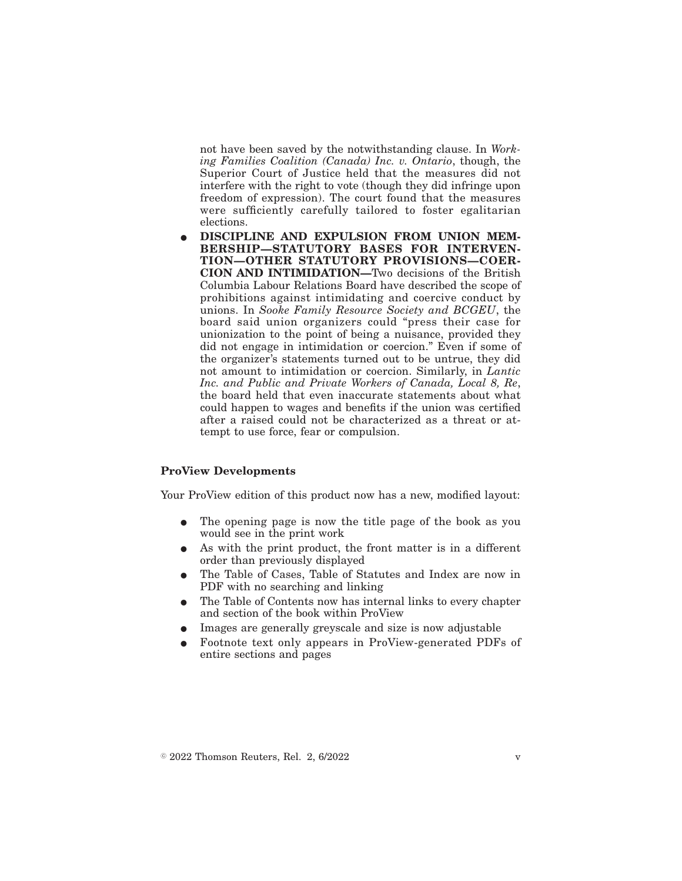not have been saved by the notwithstanding clause. In *Working Families Coalition (Canada) Inc. v. Ontario*, though, the Superior Court of Justice held that the measures did not interfere with the right to vote (though they did infringe upon freedom of expression). The court found that the measures were sufficiently carefully tailored to foster egalitarian elections.

- **DISCIPLINE AND EXPULSION FROM UNION MEMBERSHIP—STATUTORY BASES FOR INTERVENTION—OTHER STATUTORY PROVISIONS—COERCION AND INTIMIDATION—**Two decisions of the British Columbia Labour Relations Board have described the scope of prohibitions against intimidating and coercive conduct by unions. In *Sooke Family Resource Society and BCGEU*, the board said union organizers could "press their case for unionization to the point of being a nuisance, provided they did not engage in intimidation or coercion." Even if some of the organizer's statements turned out to be untrue, they did not amount to intimidation or coercion. Similarly, in *Lantic Inc. and Public and Private Workers of Canada, Local 8, Re*, the board held that even inaccurate statements about what could happen to wages and benefits if the union was certified after a raised could not be characterized as a threat or attempt to use force, fear or compulsion.

**ProView Developments**

Your ProView edition of this product now has a new, modified layout:

- The opening page is now the title page of the book as you would see in the print work
- As with the print product, the front matter is in a different order than previously displayed
- The Table of Cases, Table of Statutes and Index are now in PDF with no searching and linking
- The Table of Contents now has internal links to every chapter and section of the book within ProView
- Images are generally greyscale and size is now adjustable
- Footnote text only appears in ProView-generated PDFs of entire sections and pages